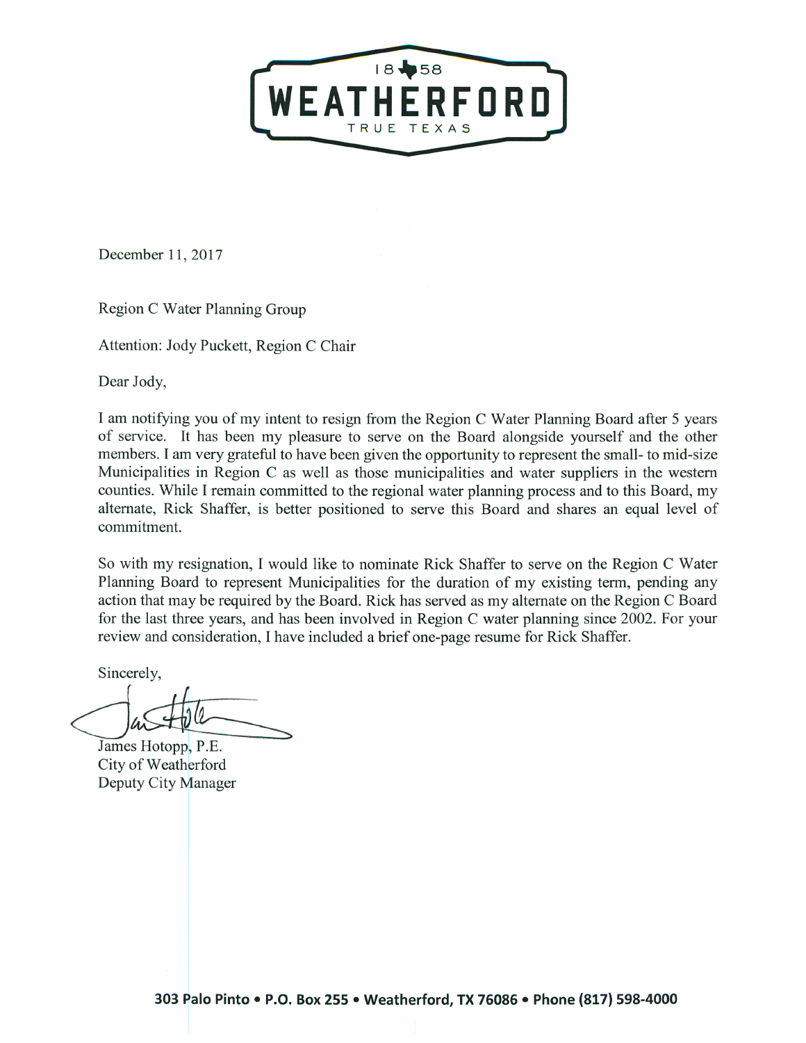1858 WEATHERFORD TRUE TEXAS

December 11, 2017

Region C Water Planning Group

Attention: Jody Puckett, Region C Chair

Dear Jody,

I am notifying you of my intent to resign from the Region C Water Planning Board after 5 years of service. It has been my pleasure to serve on the Board alongside yourself and the other members. I am very grateful to have been given the opportunity to represent the small- to mid-size Municipalities in Region C as well as those municipalities and water suppliers in the western counties. While I remain committed to the regional water planning process and to this Board, my alternate, Rick Shaffer, is better positioned to serve this Board and shares an equal level of commitment.

So with my resignation, I would like to nominate Rick Shaffer to serve on the Region C Water Planning Board to represent Municipalities for the duration of my existing term, pending any action that may be required by the Board. Rick has served as my alternate on the Region C Board for the last three years, and has been involved in Region C water planning since 2002. For your review and consideration, I have included a brief one-page resume for Rick Shaffer.

Sincerely,

James Hotopp, P.E.
City of Weatherford
Deputy City Manager

303 Palo Pinto • P.O. Box 255 • Weatherford, TX 76086 • Phone (817) 598-4000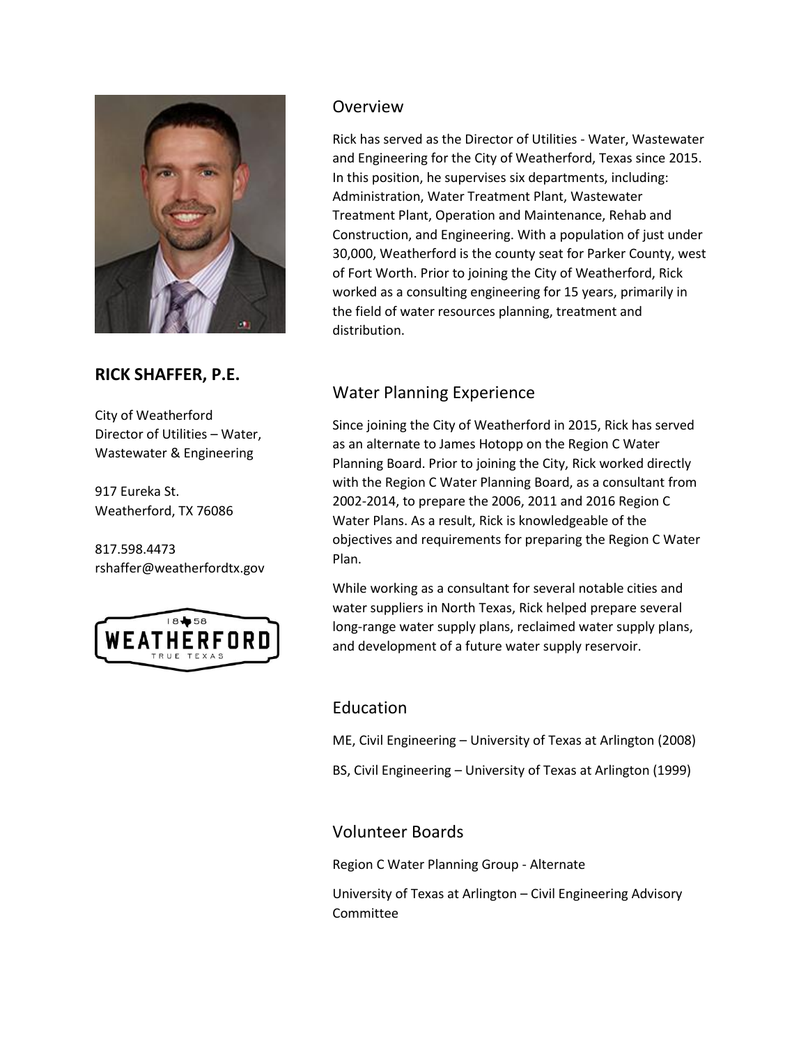**RICK SHAFFER, P.E.**

City of Weatherford
Director of Utilities – Water, Wastewater & Engineering

917 Eureka St.
Weatherford, TX 76086

817.598.4473
rshaffer@weatherfordtx.gov

## Overview

Rick has served as the Director of Utilities - Water, Wastewater and Engineering for the City of Weatherford, Texas since 2015. In this position, he supervises six departments, including: Administration, Water Treatment Plant, Wastewater Treatment Plant, Operation and Maintenance, Rehab and Construction, and Engineering. With a population of just under 30,000, Weatherford is the county seat for Parker County, west of Fort Worth. Prior to joining the City of Weatherford, Rick worked as a consulting engineering for 15 years, primarily in the field of water resources planning, treatment and distribution.

## Water Planning Experience

Since joining the City of Weatherford in 2015, Rick has served as an alternate to James Hotopp on the Region C Water Planning Board. Prior to joining the City, Rick worked directly with the Region C Water Planning Board, as a consultant from 2002-2014, to prepare the 2006, 2011 and 2016 Region C Water Plans. As a result, Rick is knowledgeable of the objectives and requirements for preparing the Region C Water Plan.

While working as a consultant for several notable cities and water suppliers in North Texas, Rick helped prepare several long-range water supply plans, reclaimed water supply plans, and development of a future water supply reservoir.

## Education

ME, Civil Engineering – University of Texas at Arlington (2008)

BS, Civil Engineering – University of Texas at Arlington (1999)

## Volunteer Boards

Region C Water Planning Group - Alternate

University of Texas at Arlington – Civil Engineering Advisory Committee